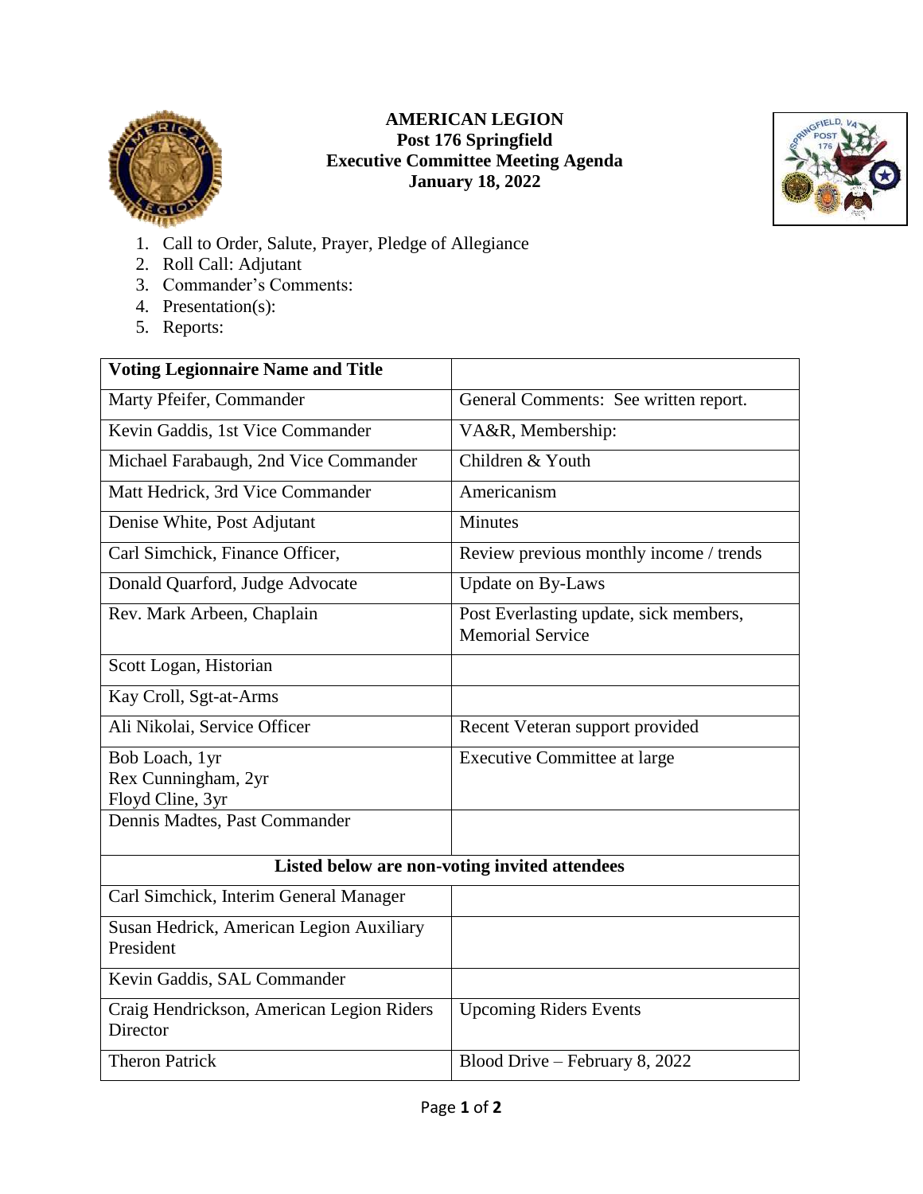# AMERICAN LEGION
## Post 176 Springfield
## Executive Committee Meeting Agenda
## January 18, 2022

1. Call to Order, Salute, Prayer, Pledge of Allegiance
2. Roll Call: Adjutant
3. Commander's Comments:
4. Presentation(s):
5. Reports:

| Voting Legionnaire Name and Title | |
|---|---|
| Marty Pfeifer, Commander | General Comments: See written report. |
| Kevin Gaddis, 1st Vice Commander | VA&R, Membership: |
| Michael Farabaugh, 2nd Vice Commander | Children & Youth |
| Matt Hedrick, 3rd Vice Commander | Americanism |
| Denise White, Post Adjutant | Minutes |
| Carl Simchick, Finance Officer, | Review previous monthly income / trends |
| Donald Quarford, Judge Advocate | Update on By-Laws |
| Rev. Mark Arbeen, Chaplain | Post Everlasting update, sick members, Memorial Service |
| Scott Logan, Historian | |
| Kay Croll, Sgt-at-Arms | |
| Ali Nikolai, Service Officer | Recent Veteran support provided |
| Bob Loach, 1yr<br>Rex Cunningham, 2yr<br>Floyd Cline, 3yr | Executive Committee at large |
| Dennis Madtes, Past Commander | |
| **Listed below are non-voting invited attendees** | |
| Carl Simchick, Interim General Manager | |
| Susan Hedrick, American Legion Auxiliary President | |
| Kevin Gaddis, SAL Commander | |
| Craig Hendrickson, American Legion Riders Director | Upcoming Riders Events |
| Theron Patrick | Blood Drive – February 8, 2022 |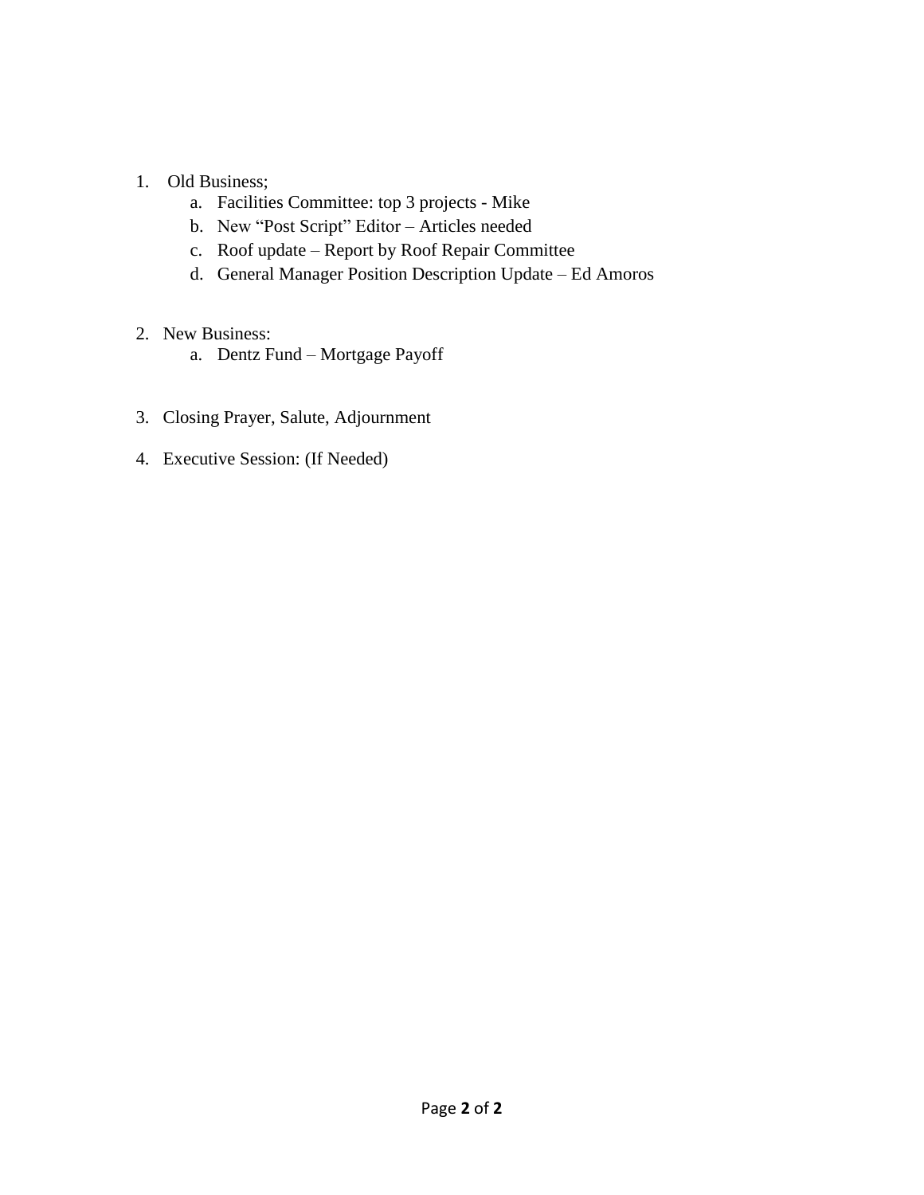1. Old Business;
   a. Facilities Committee: top 3 projects - Mike
   b. New "Post Script" Editor – Articles needed
   c. Roof update – Report by Roof Repair Committee
   d. General Manager Position Description Update – Ed Amoros

2. New Business:
   a. Dentz Fund – Mortgage Payoff

3. Closing Prayer, Salute, Adjournment

4. Executive Session: (If Needed)